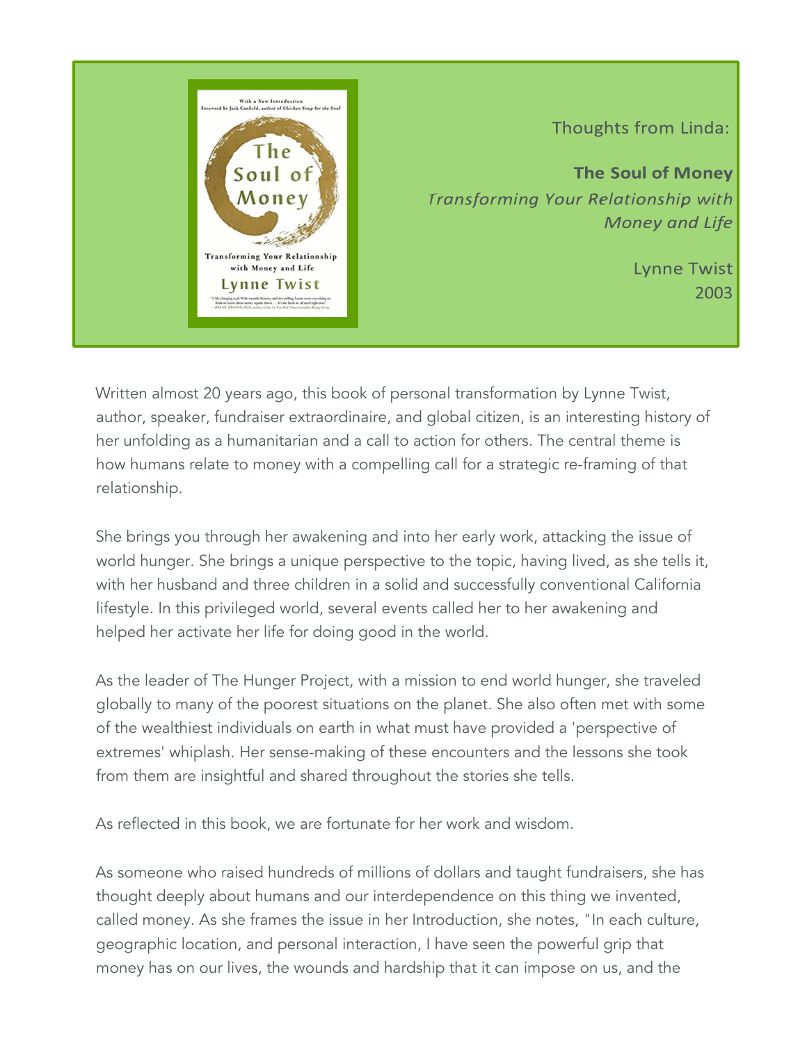Thoughts from Linda:

**The Soul of Money**

*Transforming Your Relationship with Money and Life*

Lynne Twist
2003

Written almost 20 years ago, this book of personal transformation by Lynne Twist, author, speaker, fundraiser extraordinaire, and global citizen, is an interesting history of her unfolding as a humanitarian and a call to action for others. The central theme is how humans relate to money with a compelling call for a strategic re-framing of that relationship.

She brings you through her awakening and into her early work, attacking the issue of world hunger. She brings a unique perspective to the topic, having lived, as she tells it, with her husband and three children in a solid and successfully conventional California lifestyle. In this privileged world, several events called her to her awakening and helped her activate her life for doing good in the world.

As the leader of The Hunger Project, with a mission to end world hunger, she traveled globally to many of the poorest situations on the planet. She also often met with some of the wealthiest individuals on earth in what must have provided a 'perspective of extremes' whiplash. Her sense-making of these encounters and the lessons she took from them are insightful and shared throughout the stories she tells.

As reflected in this book, we are fortunate for her work and wisdom.

As someone who raised hundreds of millions of dollars and taught fundraisers, she has thought deeply about humans and our interdependence on this thing we invented, called money. As she frames the issue in her Introduction, she notes, "In each culture, geographic location, and personal interaction, I have seen the powerful grip that money has on our lives, the wounds and hardship that it can impose on us, and the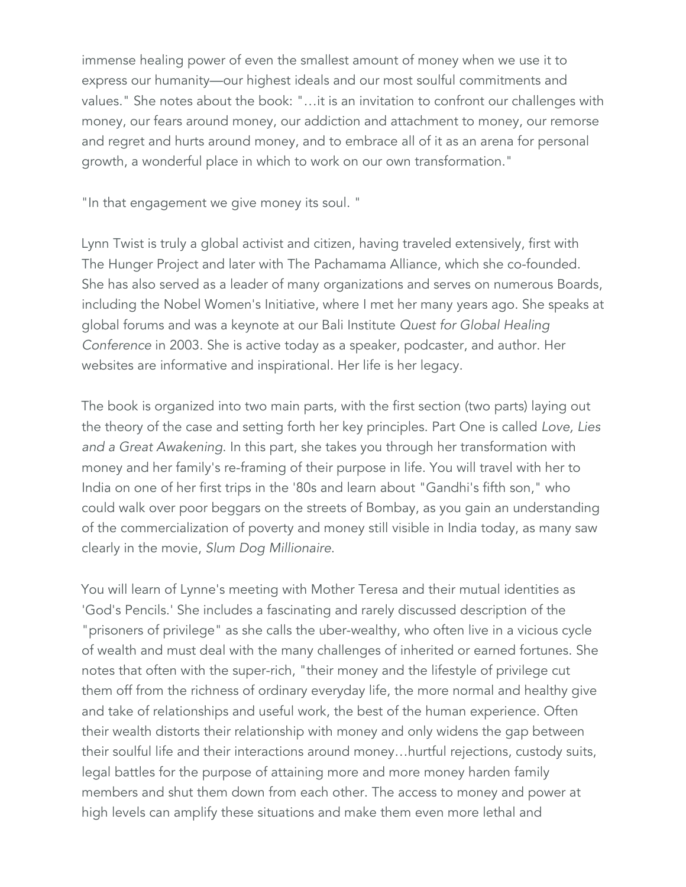immense healing power of even the smallest amount of money when we use it to express our humanity—our highest ideals and our most soulful commitments and values." She notes about the book: "…it is an invitation to confront our challenges with money, our fears around money, our addiction and attachment to money, our remorse and regret and hurts around money, and to embrace all of it as an arena for personal growth, a wonderful place in which to work on our own transformation."

"In that engagement we give money its soul. "

Lynn Twist is truly a global activist and citizen, having traveled extensively, first with The Hunger Project and later with The Pachamama Alliance, which she co-founded. She has also served as a leader of many organizations and serves on numerous Boards, including the Nobel Women's Initiative, where I met her many years ago. She speaks at global forums and was a keynote at our Bali Institute *Quest for Global Healing Conference* in 2003. She is active today as a speaker, podcaster, and author. Her websites are informative and inspirational. Her life is her legacy.

The book is organized into two main parts, with the first section (two parts) laying out the theory of the case and setting forth her key principles. Part One is called *Love, Lies and a Great Awakening*. In this part, she takes you through her transformation with money and her family's re-framing of their purpose in life. You will travel with her to India on one of her first trips in the '80s and learn about "Gandhi's fifth son," who could walk over poor beggars on the streets of Bombay, as you gain an understanding of the commercialization of poverty and money still visible in India today, as many saw clearly in the movie, *Slum Dog Millionaire*.

You will learn of Lynne's meeting with Mother Teresa and their mutual identities as 'God's Pencils.' She includes a fascinating and rarely discussed description of the "prisoners of privilege" as she calls the uber-wealthy, who often live in a vicious cycle of wealth and must deal with the many challenges of inherited or earned fortunes. She notes that often with the super-rich, "their money and the lifestyle of privilege cut them off from the richness of ordinary everyday life, the more normal and healthy give and take of relationships and useful work, the best of the human experience. Often their wealth distorts their relationship with money and only widens the gap between their soulful life and their interactions around money…hurtful rejections, custody suits, legal battles for the purpose of attaining more and more money harden family members and shut them down from each other. The access to money and power at high levels can amplify these situations and make them even more lethal and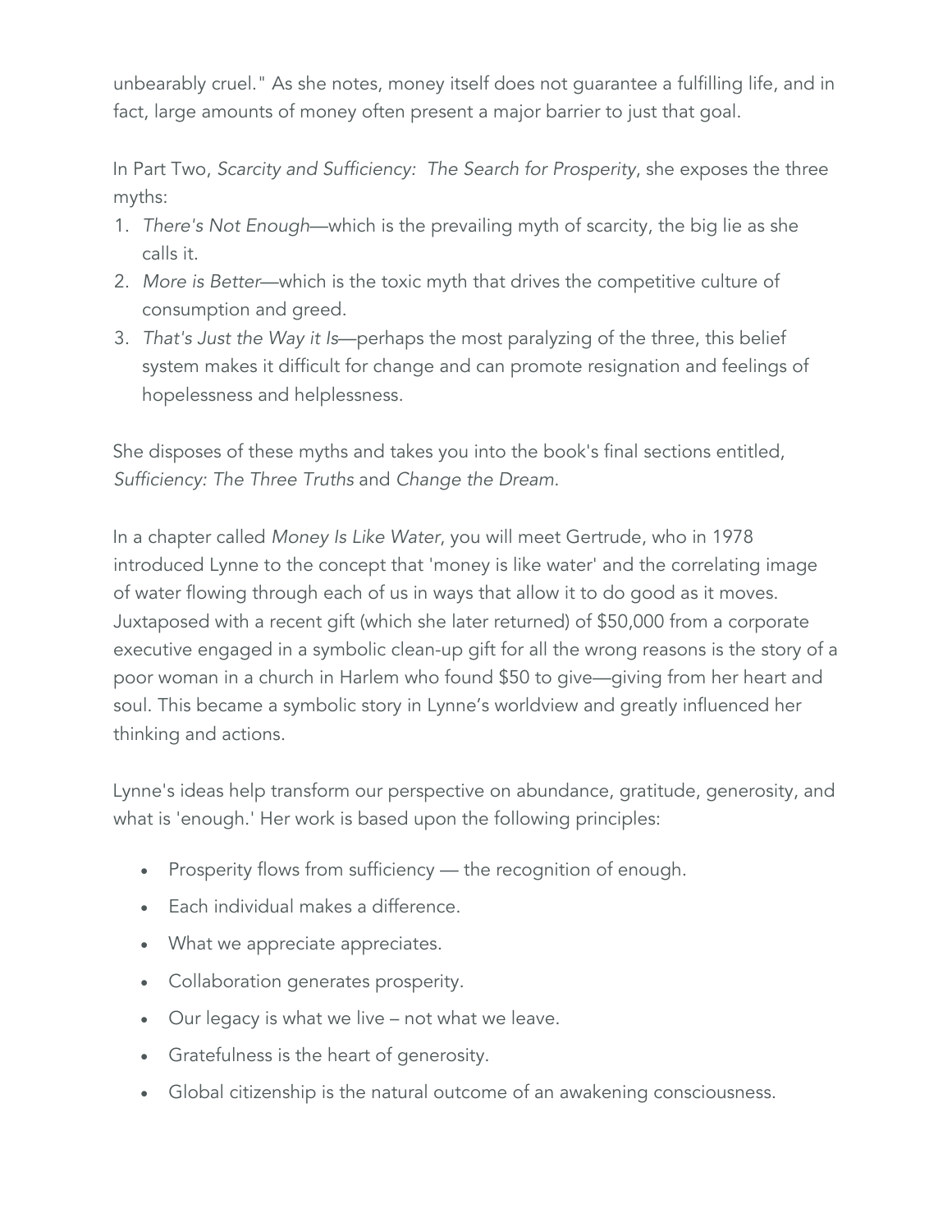unbearably cruel." As she notes, money itself does not guarantee a fulfilling life, and in fact, large amounts of money often present a major barrier to just that goal.

In Part Two, *Scarcity and Sufficiency: The Search for Prosperity*, she exposes the three myths:

1. *There's Not Enough*—which is the prevailing myth of scarcity, the big lie as she calls it.
2. *More is Better*—which is the toxic myth that drives the competitive culture of consumption and greed.
3. *That's Just the Way it Is*—perhaps the most paralyzing of the three, this belief system makes it difficult for change and can promote resignation and feelings of hopelessness and helplessness.

She disposes of these myths and takes you into the book's final sections entitled, *Sufficiency: The Three Truths* and *Change the Dream*.

In a chapter called *Money Is Like Water*, you will meet Gertrude, who in 1978 introduced Lynne to the concept that 'money is like water' and the correlating image of water flowing through each of us in ways that allow it to do good as it moves. Juxtaposed with a recent gift (which she later returned) of $50,000 from a corporate executive engaged in a symbolic clean-up gift for all the wrong reasons is the story of a poor woman in a church in Harlem who found $50 to give—giving from her heart and soul. This became a symbolic story in Lynne's worldview and greatly influenced her thinking and actions.

Lynne's ideas help transform our perspective on abundance, gratitude, generosity, and what is 'enough.' Her work is based upon the following principles:

- Prosperity flows from sufficiency — the recognition of enough.
- Each individual makes a difference.
- What we appreciate appreciates.
- Collaboration generates prosperity.
- Our legacy is what we live – not what we leave.
- Gratefulness is the heart of generosity.
- Global citizenship is the natural outcome of an awakening consciousness.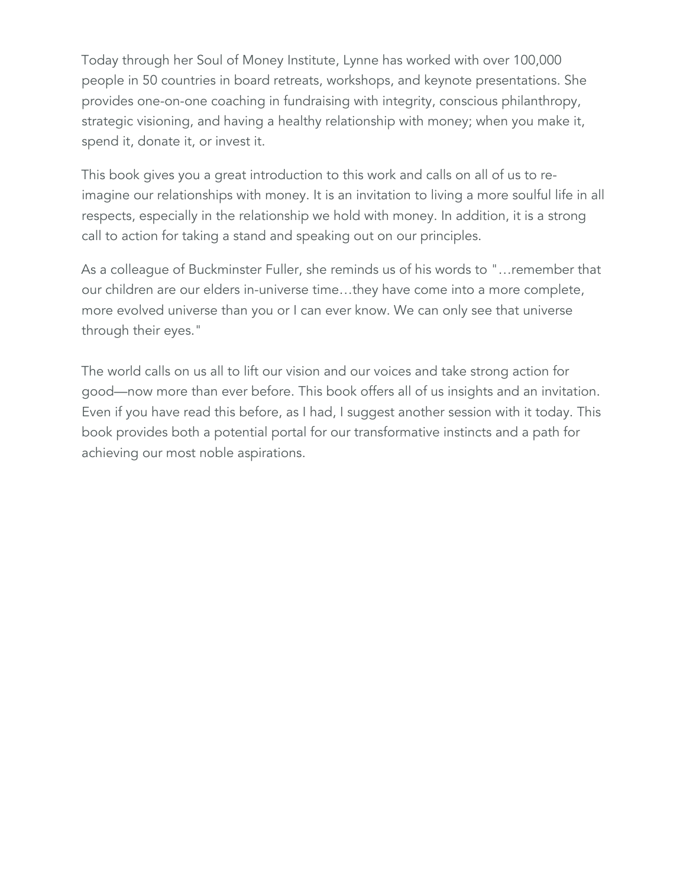Today through her Soul of Money Institute, Lynne has worked with over 100,000 people in 50 countries in board retreats, workshops, and keynote presentations. She provides one-on-one coaching in fundraising with integrity, conscious philanthropy, strategic visioning, and having a healthy relationship with money; when you make it, spend it, donate it, or invest it.

This book gives you a great introduction to this work and calls on all of us to re-imagine our relationships with money. It is an invitation to living a more soulful life in all respects, especially in the relationship we hold with money. In addition, it is a strong call to action for taking a stand and speaking out on our principles.

As a colleague of Buckminster Fuller, she reminds us of his words to "…remember that our children are our elders in-universe time…they have come into a more complete, more evolved universe than you or I can ever know. We can only see that universe through their eyes."

The world calls on us all to lift our vision and our voices and take strong action for good—now more than ever before. This book offers all of us insights and an invitation. Even if you have read this before, as I had, I suggest another session with it today. This book provides both a potential portal for our transformative instincts and a path for achieving our most noble aspirations.